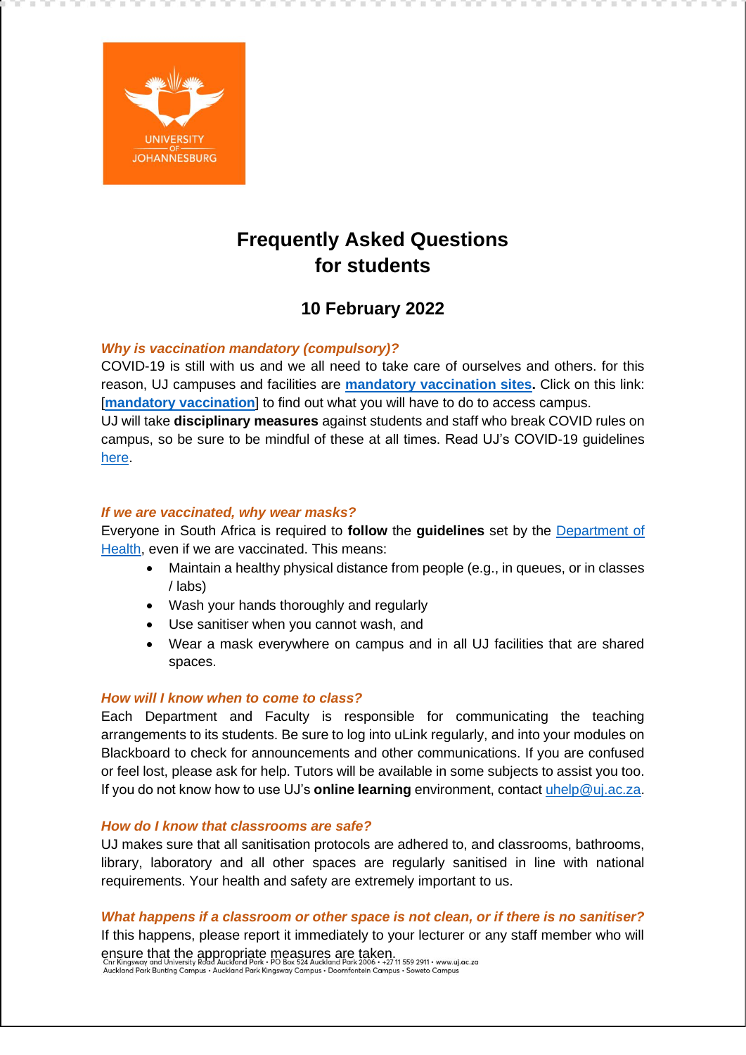# Frequently Asked Questions for students

## 10 February 2022

***Why is vaccination mandatory (compulsory)?***

COVID-19 is still with us and we all need to take care of ourselves and others. for this reason, UJ campuses and facilities are **mandatory vaccination sites.** Click on this link: [**mandatory vaccination**] to find out what you will have to do to access campus.

UJ will take **disciplinary measures** against students and staff who break COVID rules on campus, so be sure to be mindful of these at all times. Read UJ's COVID-19 guidelines here.

***If we are vaccinated, why wear masks?***

Everyone in South Africa is required to **follow** the **guidelines** set by the Department of Health, even if we are vaccinated. This means:

- Maintain a healthy physical distance from people (e.g., in queues, or in classes / labs)
- Wash your hands thoroughly and regularly
- Use sanitiser when you cannot wash, and
- Wear a mask everywhere on campus and in all UJ facilities that are shared spaces.

***How will I know when to come to class?***

Each Department and Faculty is responsible for communicating the teaching arrangements to its students. Be sure to log into uLink regularly, and into your modules on Blackboard to check for announcements and other communications. If you are confused or feel lost, please ask for help. Tutors will be available in some subjects to assist you too. If you do not know how to use UJ's **online learning** environment, contact uhelp@uj.ac.za.

***How do I know that classrooms are safe?***

UJ makes sure that all sanitisation protocols are adhered to, and classrooms, bathrooms, library, laboratory and all other spaces are regularly sanitised in line with national requirements. Your health and safety are extremely important to us.

***What happens if a classroom or other space is not clean, or if there is no sanitiser?***

If this happens, please report it immediately to your lecturer or any staff member who will ensure that the appropriate measures are taken.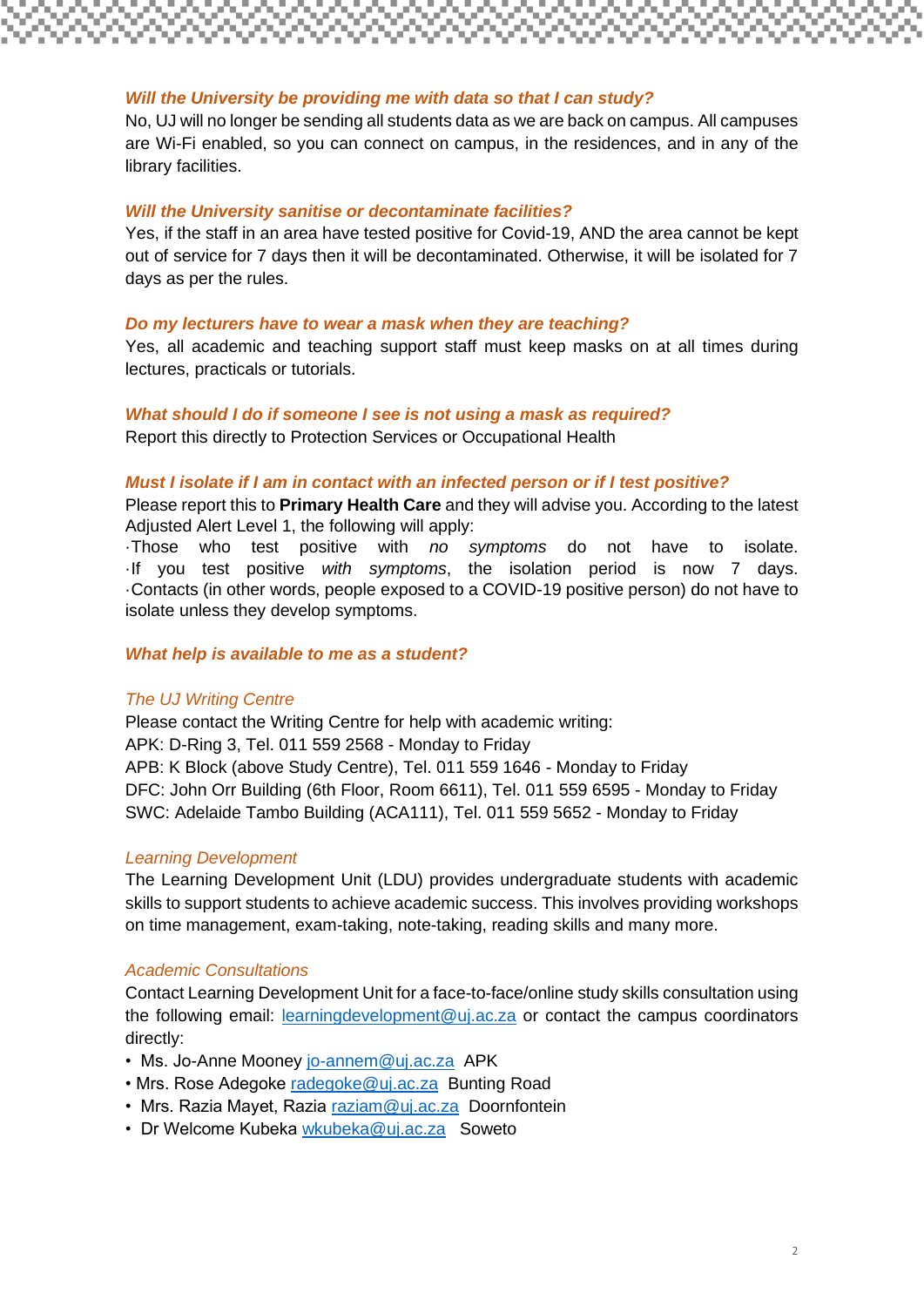### *Will the University be providing me with data so that I can study?*

No, UJ will no longer be sending all students data as we are back on campus. All campuses are Wi-Fi enabled, so you can connect on campus, in the residences, and in any of the library facilities.

### *Will the University sanitise or decontaminate facilities?*

Yes, if the staff in an area have tested positive for Covid-19, AND the area cannot be kept out of service for 7 days then it will be decontaminated. Otherwise, it will be isolated for 7 days as per the rules.

### *Do my lecturers have to wear a mask when they are teaching?*

Yes, all academic and teaching support staff must keep masks on at all times during lectures, practicals or tutorials.

### *What should I do if someone I see is not using a mask as required?*

Report this directly to Protection Services or Occupational Health

### *Must I isolate if I am in contact with an infected person or if I test positive?*

Please report this to **Primary Health Care** and they will advise you. According to the latest Adjusted Alert Level 1, the following will apply:

·Those who test positive with *no symptoms* do not have to isolate.
·If you test positive *with symptoms*, the isolation period is now 7 days.
·Contacts (in other words, people exposed to a COVID-19 positive person) do not have to isolate unless they develop symptoms.

### *What help is available to me as a student?*

#### *The UJ Writing Centre*

Please contact the Writing Centre for help with academic writing:
APK: D-Ring 3, Tel. 011 559 2568 - Monday to Friday
APB: K Block (above Study Centre), Tel. 011 559 1646 - Monday to Friday
DFC: John Orr Building (6th Floor, Room 6611), Tel. 011 559 6595 - Monday to Friday
SWC: Adelaide Tambo Building (ACA111), Tel. 011 559 5652 - Monday to Friday

#### *Learning Development*

The Learning Development Unit (LDU) provides undergraduate students with academic skills to support students to achieve academic success. This involves providing workshops on time management, exam-taking, note-taking, reading skills and many more.

#### *Academic Consultations*

Contact Learning Development Unit for a face-to-face/online study skills consultation using the following email: learningdevelopment@uj.ac.za or contact the campus coordinators directly:

- Ms. Jo-Anne Mooney jo-annem@uj.ac.za APK
- Mrs. Rose Adegoke radegoke@uj.ac.za Bunting Road
- Mrs. Razia Mayet, Razia raziam@uj.ac.za Doornfontein
- Dr Welcome Kubeka wkubeka@uj.ac.za Soweto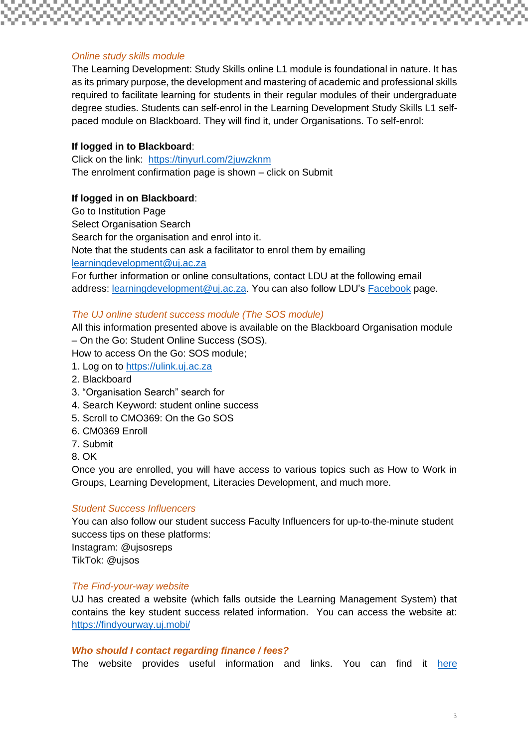### *Online study skills module*

The Learning Development: Study Skills online L1 module is foundational in nature. It has as its primary purpose, the development and mastering of academic and professional skills required to facilitate learning for students in their regular modules of their undergraduate degree studies. Students can self-enrol in the Learning Development Study Skills L1 self-paced module on Blackboard. They will find it, under Organisations. To self-enrol:

**If logged in to Blackboard**:
Click on the link: https://tinyurl.com/2juwzknm
The enrolment confirmation page is shown – click on Submit

**If logged in on Blackboard**:
Go to Institution Page
Select Organisation Search
Search for the organisation and enrol into it.
Note that the students can ask a facilitator to enrol them by emailing learningdevelopment@uj.ac.za
For further information or online consultations, contact LDU at the following email address: learningdevelopment@uj.ac.za. You can also follow LDU's Facebook page.

### *The UJ online student success module (The SOS module)*

All this information presented above is available on the Blackboard Organisation module – On the Go: Student Online Success (SOS).
How to access On the Go: SOS module;

1. Log on to https://ulink.uj.ac.za
2. Blackboard
3. "Organisation Search" search for
4. Search Keyword: student online success
5. Scroll to CMO369: On the Go SOS
6. CM0369 Enroll
7. Submit
8. OK

Once you are enrolled, you will have access to various topics such as How to Work in Groups, Learning Development, Literacies Development, and much more.

### *Student Success Influencers*

You can also follow our student success Faculty Influencers for up-to-the-minute student success tips on these platforms:
Instagram: @ujsosreps
TikTok: @ujsos

### *The Find-your-way website*

UJ has created a website (which falls outside the Learning Management System) that contains the key student success related information. You can access the website at: https://findyourway.uj.mobi/

### ***Who should I contact regarding finance / fees?***

The website provides useful information and links. You can find it here